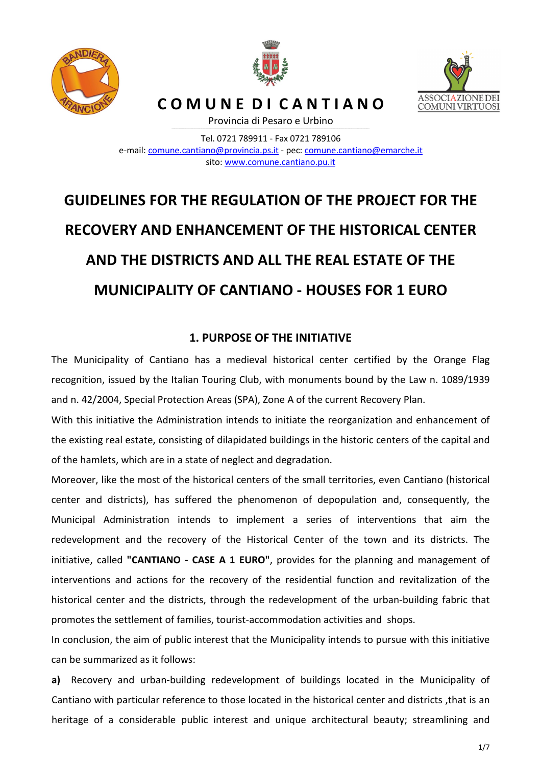# COMUNE DI CANTIANO

Provincia di Pesaro e Urbino

Tel. 0721 789911 - Fax 0721 789106
e-mail: comune.cantiano@provincia.ps.it - pec: comune.cantiano@emarche.it
sito: www.comune.cantiano.pu.it

# GUIDELINES FOR THE REGULATION OF THE PROJECT FOR THE RECOVERY AND ENHANCEMENT OF THE HISTORICAL CENTER AND THE DISTRICTS AND ALL THE REAL ESTATE OF THE MUNICIPALITY OF CANTIANO - HOUSES FOR 1 EURO

## 1. PURPOSE OF THE INITIATIVE

The Municipality of Cantiano has a medieval historical center certified by the Orange Flag recognition, issued by the Italian Touring Club, with monuments bound by the Law n. 1089/1939 and n. 42/2004, Special Protection Areas (SPA), Zone A of the current Recovery Plan.

With this initiative the Administration intends to initiate the reorganization and enhancement of the existing real estate, consisting of dilapidated buildings in the historic centers of the capital and of the hamlets, which are in a state of neglect and degradation.

Moreover, like the most of the historical centers of the small territories, even Cantiano (historical center and districts), has suffered the phenomenon of depopulation and, consequently, the Municipal Administration intends to implement a series of interventions that aim the redevelopment and the recovery of the Historical Center of the town and its districts. The initiative, called **"CANTIANO - CASE A 1 EURO"**, provides for the planning and management of interventions and actions for the recovery of the residential function and revitalization of the historical center and the districts, through the redevelopment of the urban-building fabric that promotes the settlement of families, tourist-accommodation activities and shops.

In conclusion, the aim of public interest that the Municipality intends to pursue with this initiative can be summarized as it follows:

**a)** Recovery and urban-building redevelopment of buildings located in the Municipality of Cantiano with particular reference to those located in the historical center and districts ,that is an heritage of a considerable public interest and unique architectural beauty; streamlining and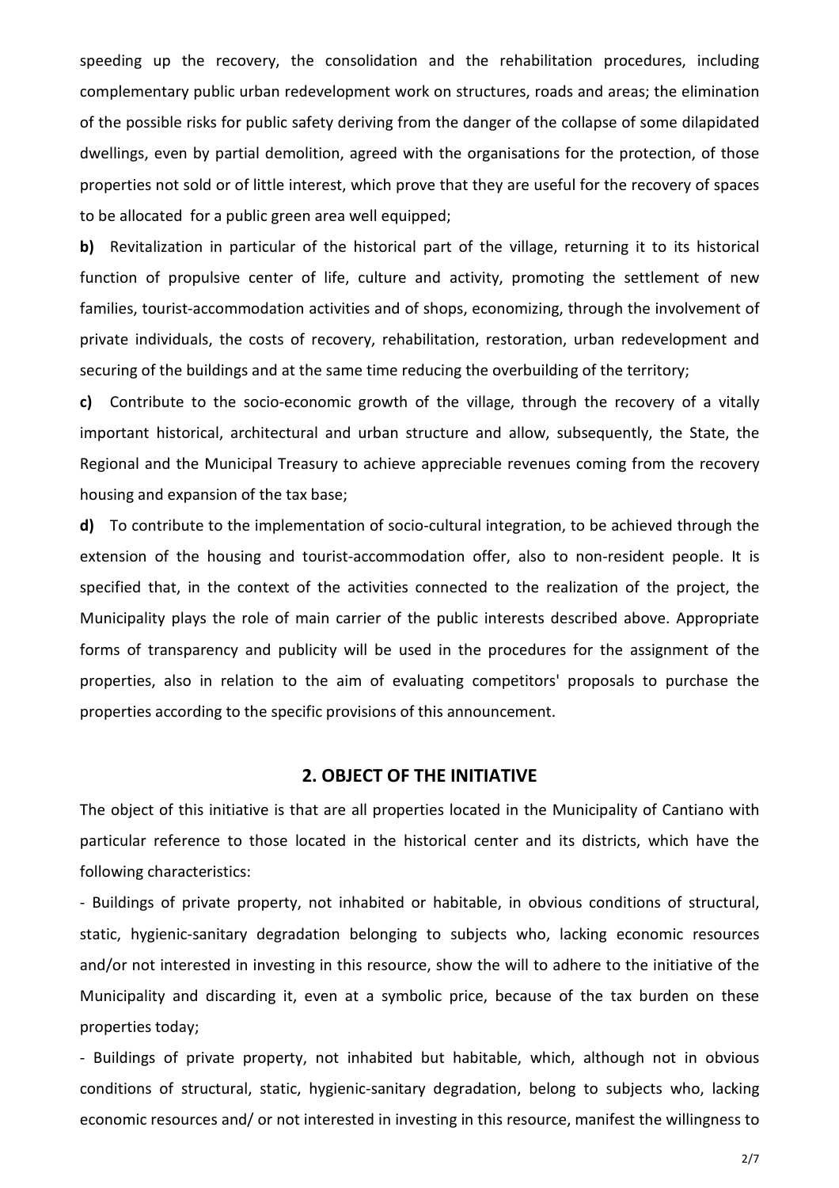speeding up the recovery, the consolidation and the rehabilitation procedures, including complementary public urban redevelopment work on structures, roads and areas; the elimination of the possible risks for public safety deriving from the danger of the collapse of some dilapidated dwellings, even by partial demolition, agreed with the organisations for the protection, of those properties not sold or of little interest, which prove that they are useful for the recovery of spaces to be allocated for a public green area well equipped;

**b)** Revitalization in particular of the historical part of the village, returning it to its historical function of propulsive center of life, culture and activity, promoting the settlement of new families, tourist-accommodation activities and of shops, economizing, through the involvement of private individuals, the costs of recovery, rehabilitation, restoration, urban redevelopment and securing of the buildings and at the same time reducing the overbuilding of the territory;

**c)** Contribute to the socio-economic growth of the village, through the recovery of a vitally important historical, architectural and urban structure and allow, subsequently, the State, the Regional and the Municipal Treasury to achieve appreciable revenues coming from the recovery housing and expansion of the tax base;

**d)** To contribute to the implementation of socio-cultural integration, to be achieved through the extension of the housing and tourist-accommodation offer, also to non-resident people. It is specified that, in the context of the activities connected to the realization of the project, the Municipality plays the role of main carrier of the public interests described above. Appropriate forms of transparency and publicity will be used in the procedures for the assignment of the properties, also in relation to the aim of evaluating competitors' proposals to purchase the properties according to the specific provisions of this announcement.

## 2. OBJECT OF THE INITIATIVE

The object of this initiative is that are all properties located in the Municipality of Cantiano with particular reference to those located in the historical center and its districts, which have the following characteristics:

- Buildings of private property, not inhabited or habitable, in obvious conditions of structural, static, hygienic-sanitary degradation belonging to subjects who, lacking economic resources and/or not interested in investing in this resource, show the will to adhere to the initiative of the Municipality and discarding it, even at a symbolic price, because of the tax burden on these properties today;
- Buildings of private property, not inhabited but habitable, which, although not in obvious conditions of structural, static, hygienic-sanitary degradation, belong to subjects who, lacking economic resources and/ or not interested in investing in this resource, manifest the willingness to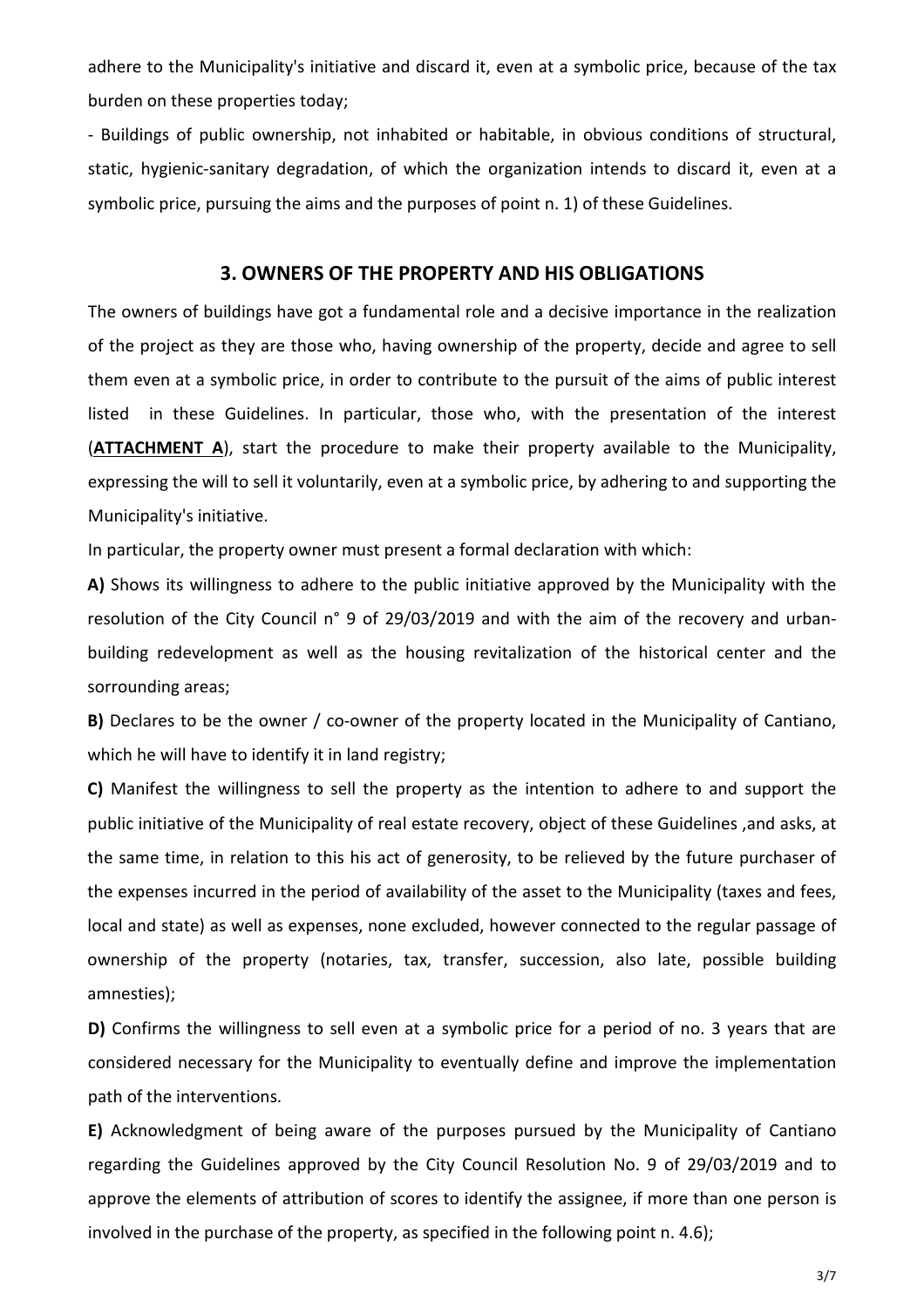adhere to the Municipality's initiative and discard it, even at a symbolic price, because of the tax burden on these properties today;

- Buildings of public ownership, not inhabited or habitable, in obvious conditions of structural, static, hygienic-sanitary degradation, of which the organization intends to discard it, even at a symbolic price, pursuing the aims and the purposes of point n. 1) of these Guidelines.

## 3. OWNERS OF THE PROPERTY AND HIS OBLIGATIONS

The owners of buildings have got a fundamental role and a decisive importance in the realization of the project as they are those who, having ownership of the property, decide and agree to sell them even at a symbolic price, in order to contribute to the pursuit of the aims of public interest listed in these Guidelines. In particular, those who, with the presentation of the interest (**ATTACHMENT A**), start the procedure to make their property available to the Municipality, expressing the will to sell it voluntarily, even at a symbolic price, by adhering to and supporting the Municipality's initiative.

In particular, the property owner must present a formal declaration with which:

**A)** Shows its willingness to adhere to the public initiative approved by the Municipality with the resolution of the City Council n° 9 of 29/03/2019 and with the aim of the recovery and urban-building redevelopment as well as the housing revitalization of the historical center and the sorrounding areas;

**B)** Declares to be the owner / co-owner of the property located in the Municipality of Cantiano, which he will have to identify it in land registry;

**C)** Manifest the willingness to sell the property as the intention to adhere to and support the public initiative of the Municipality of real estate recovery, object of these Guidelines ,and asks, at the same time, in relation to this his act of generosity, to be relieved by the future purchaser of the expenses incurred in the period of availability of the asset to the Municipality (taxes and fees, local and state) as well as expenses, none excluded, however connected to the regular passage of ownership of the property (notaries, tax, transfer, succession, also late, possible building amnesties);

**D)** Confirms the willingness to sell even at a symbolic price for a period of no. 3 years that are considered necessary for the Municipality to eventually define and improve the implementation path of the interventions.

**E)** Acknowledgment of being aware of the purposes pursued by the Municipality of Cantiano regarding the Guidelines approved by the City Council Resolution No. 9 of 29/03/2019 and to approve the elements of attribution of scores to identify the assignee, if more than one person is involved in the purchase of the property, as specified in the following point n. 4.6);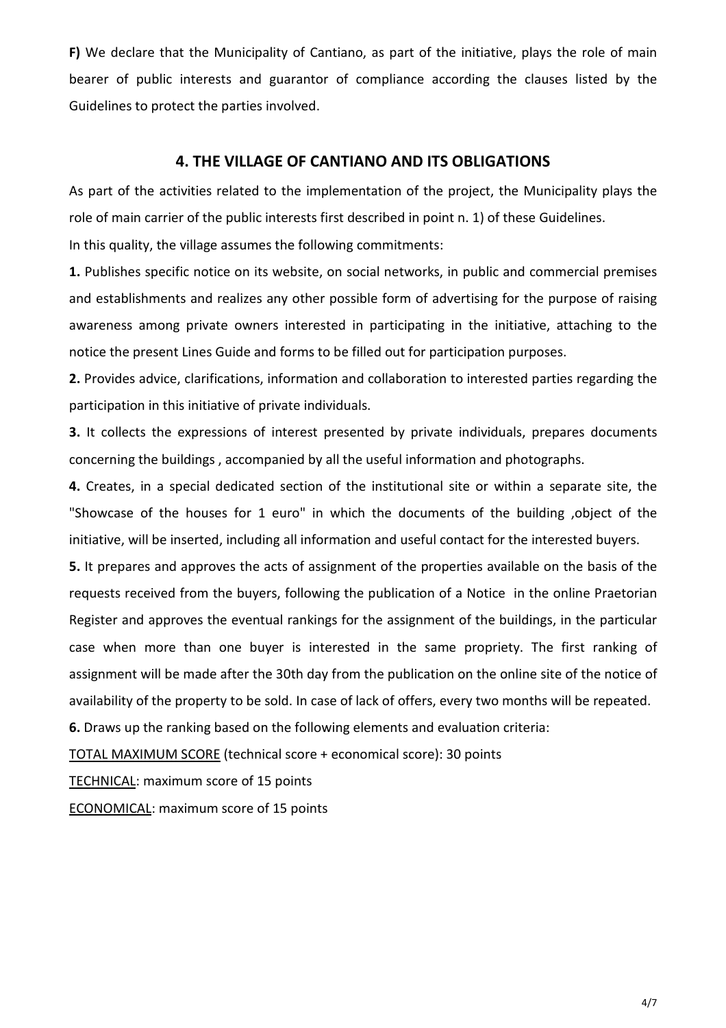**F)** We declare that the Municipality of Cantiano, as part of the initiative, plays the role of main bearer of public interests and guarantor of compliance according the clauses listed by the Guidelines to protect the parties involved.

## 4. THE VILLAGE OF CANTIANO AND ITS OBLIGATIONS

As part of the activities related to the implementation of the project, the Municipality plays the role of main carrier of the public interests first described in point n. 1) of these Guidelines.
In this quality, the village assumes the following commitments:

**1.** Publishes specific notice on its website, on social networks, in public and commercial premises and establishments and realizes any other possible form of advertising for the purpose of raising awareness among private owners interested in participating in the initiative, attaching to the notice the present Lines Guide and forms to be filled out for participation purposes.

**2.** Provides advice, clarifications, information and collaboration to interested parties regarding the participation in this initiative of private individuals.

**3.** It collects the expressions of interest presented by private individuals, prepares documents concerning the buildings , accompanied by all the useful information and photographs.

**4.** Creates, in a special dedicated section of the institutional site or within a separate site, the "Showcase of the houses for 1 euro" in which the documents of the building ,object of the initiative, will be inserted, including all information and useful contact for the interested buyers.

**5.** It prepares and approves the acts of assignment of the properties available on the basis of the requests received from the buyers, following the publication of a Notice in the online Praetorian Register and approves the eventual rankings for the assignment of the buildings, in the particular case when more than one buyer is interested in the same propriety. The first ranking of assignment will be made after the 30th day from the publication on the online site of the notice of availability of the property to be sold. In case of lack of offers, every two months will be repeated.

**6.** Draws up the ranking based on the following elements and evaluation criteria:

<u>TOTAL MAXIMUM SCORE</u> (technical score + economical score): 30 points

<u>TECHNICAL</u>: maximum score of 15 points

<u>ECONOMICAL</u>: maximum score of 15 points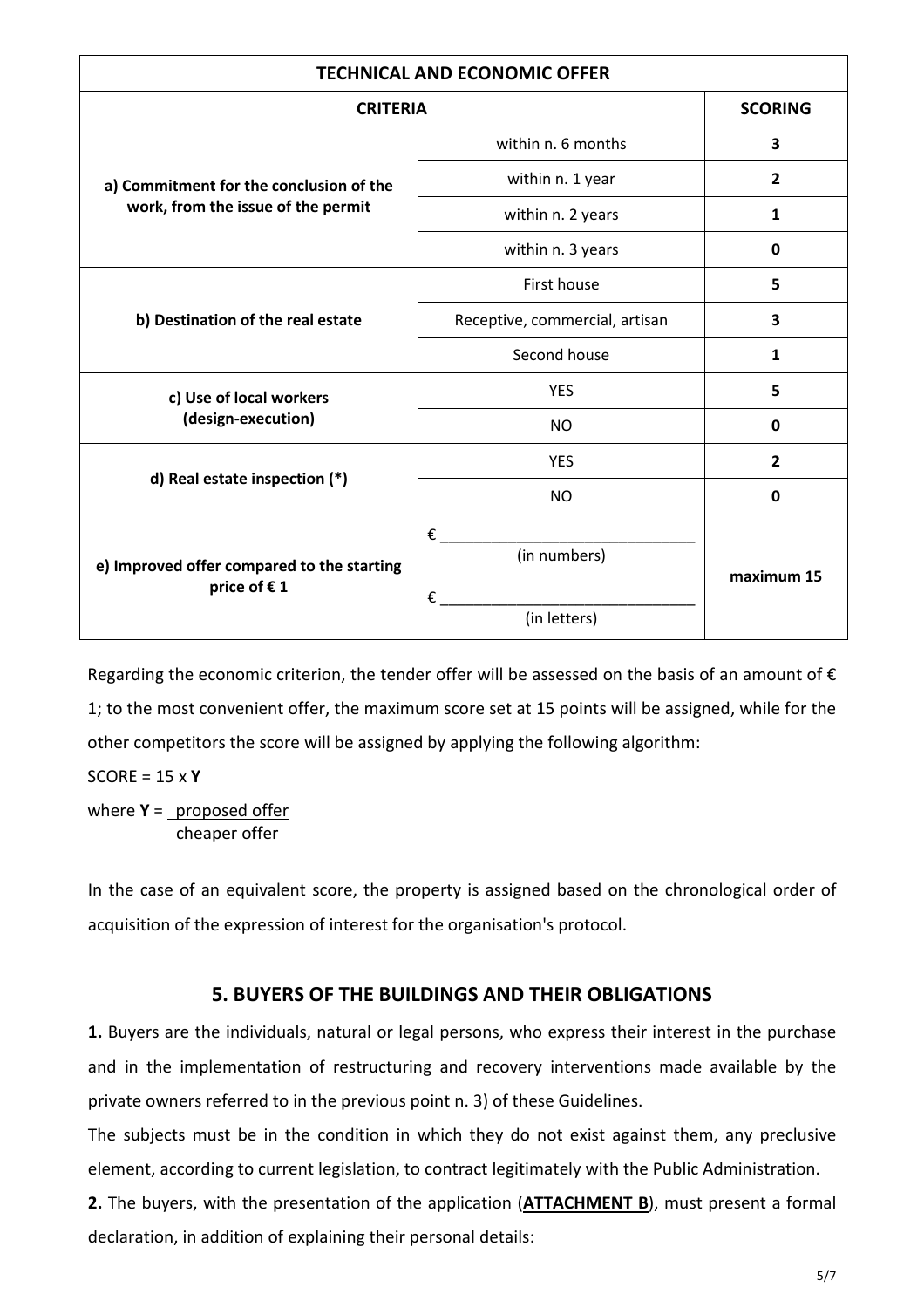| TECHNICAL AND ECONOMIC OFFER | | |
|---|---|---|
| **CRITERIA** | | **SCORING** |
| **a) Commitment for the conclusion of the work, from the issue of the permit** | within n. 6 months | **3** |
| | within n. 1 year | **2** |
| | within n. 2 years | **1** |
| | within n. 3 years | **0** |
| **b) Destination of the real estate** | First house | **5** |
| | Receptive, commercial, artisan | **3** |
| | Second house | **1** |
| **c) Use of local workers (design-execution)** | YES | **5** |
| | NO | **0** |
| **d) Real estate inspection (*)** | YES | **2** |
| | NO | **0** |
| **e) Improved offer compared to the starting price of € 1** | € ______________________________ (in numbers) € ______________________________ (in letters) | **maximum 15** |

Regarding the economic criterion, the tender offer will be assessed on the basis of an amount of € 1; to the most convenient offer, the maximum score set at 15 points will be assigned, while for the other competitors the score will be assigned by applying the following algorithm:

SCORE = 15 x **Y**

where $\mathbf{Y} = \frac{\text{proposed offer}}{\text{cheaper offer}}$

In the case of an equivalent score, the property is assigned based on the chronological order of acquisition of the expression of interest for the organisation's protocol.

## 5. BUYERS OF THE BUILDINGS AND THEIR OBLIGATIONS

**1.** Buyers are the individuals, natural or legal persons, who express their interest in the purchase and in the implementation of restructuring and recovery interventions made available by the private owners referred to in the previous point n. 3) of these Guidelines.

The subjects must be in the condition in which they do not exist against them, any preclusive element, according to current legislation, to contract legitimately with the Public Administration.

**2.** The buyers, with the presentation of the application (**ATTACHMENT B**), must present a formal declaration, in addition of explaining their personal details: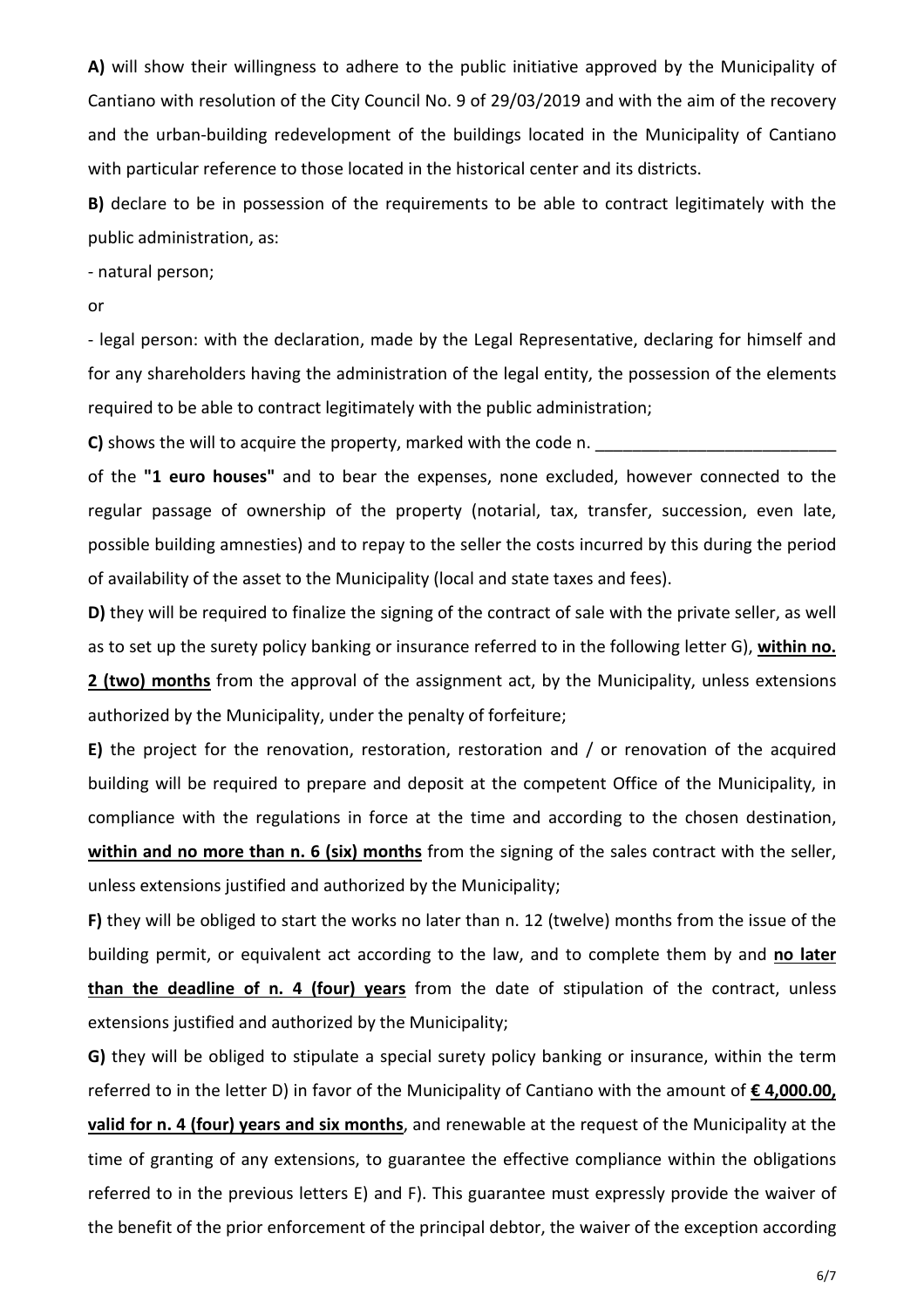**A)** will show their willingness to adhere to the public initiative approved by the Municipality of Cantiano with resolution of the City Council No. 9 of 29/03/2019 and with the aim of the recovery and the urban-building redevelopment of the buildings located in the Municipality of Cantiano with particular reference to those located in the historical center and its districts.

**B)** declare to be in possession of the requirements to be able to contract legitimately with the public administration, as:

- natural person;

or

- legal person: with the declaration, made by the Legal Representative, declaring for himself and for any shareholders having the administration of the legal entity, the possession of the elements required to be able to contract legitimately with the public administration;

**C)** shows the will to acquire the property, marked with the code n. __________________________ of the **"1 euro houses"** and to bear the expenses, none excluded, however connected to the regular passage of ownership of the property (notarial, tax, transfer, succession, even late, possible building amnesties) and to repay to the seller the costs incurred by this during the period of availability of the asset to the Municipality (local and state taxes and fees).

**D)** they will be required to finalize the signing of the contract of sale with the private seller, as well as to set up the surety policy banking or insurance referred to in the following letter G), **within no. 2 (two) months** from the approval of the assignment act, by the Municipality, unless extensions authorized by the Municipality, under the penalty of forfeiture;

**E)** the project for the renovation, restoration, restoration and / or renovation of the acquired building will be required to prepare and deposit at the competent Office of the Municipality, in compliance with the regulations in force at the time and according to the chosen destination, **within and no more than n. 6 (six) months** from the signing of the sales contract with the seller, unless extensions justified and authorized by the Municipality;

**F)** they will be obliged to start the works no later than n. 12 (twelve) months from the issue of the building permit, or equivalent act according to the law, and to complete them by and **no later than the deadline of n. 4 (four) years** from the date of stipulation of the contract, unless extensions justified and authorized by the Municipality;

**G)** they will be obliged to stipulate a special surety policy banking or insurance, within the term referred to in the letter D) in favor of the Municipality of Cantiano with the amount of **€ 4,000.00, valid for n. 4 (four) years and six months**, and renewable at the request of the Municipality at the time of granting of any extensions, to guarantee the effective compliance within the obligations referred to in the previous letters E) and F). This guarantee must expressly provide the waiver of the benefit of the prior enforcement of the principal debtor, the waiver of the exception according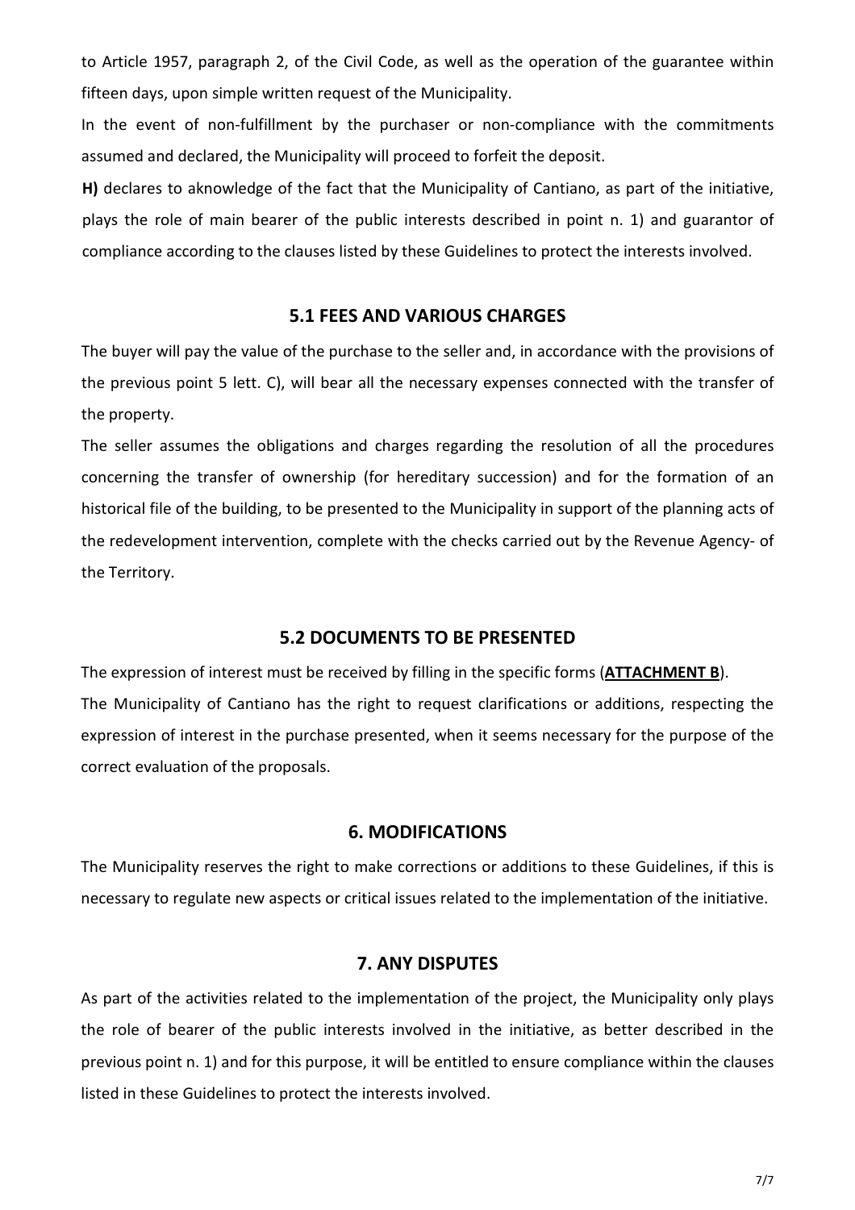to Article 1957, paragraph 2, of the Civil Code, as well as the operation of the guarantee within fifteen days, upon simple written request of the Municipality.

In the event of non-fulfillment by the purchaser or non-compliance with the commitments assumed and declared, the Municipality will proceed to forfeit the deposit.

**H)** declares to aknowledge of the fact that the Municipality of Cantiano, as part of the initiative, plays the role of main bearer of the public interests described in point n. 1) and guarantor of compliance according to the clauses listed by these Guidelines to protect the interests involved.

## 5.1 FEES AND VARIOUS CHARGES

The buyer will pay the value of the purchase to the seller and, in accordance with the provisions of the previous point 5 lett. C), will bear all the necessary expenses connected with the transfer of the property.

The seller assumes the obligations and charges regarding the resolution of all the procedures concerning the transfer of ownership (for hereditary succession) and for the formation of an historical file of the building, to be presented to the Municipality in support of the planning acts of the redevelopment intervention, complete with the checks carried out by the Revenue Agency- of the Territory.

## 5.2 DOCUMENTS TO BE PRESENTED

The expression of interest must be received by filling in the specific forms (**ATTACHMENT B**).

The Municipality of Cantiano has the right to request clarifications or additions, respecting the expression of interest in the purchase presented, when it seems necessary for the purpose of the correct evaluation of the proposals.

## 6. MODIFICATIONS

The Municipality reserves the right to make corrections or additions to these Guidelines, if this is necessary to regulate new aspects or critical issues related to the implementation of the initiative.

## 7. ANY DISPUTES

As part of the activities related to the implementation of the project, the Municipality only plays the role of bearer of the public interests involved in the initiative, as better described in the previous point n. 1) and for this purpose, it will be entitled to ensure compliance within the clauses listed in these Guidelines to protect the interests involved.